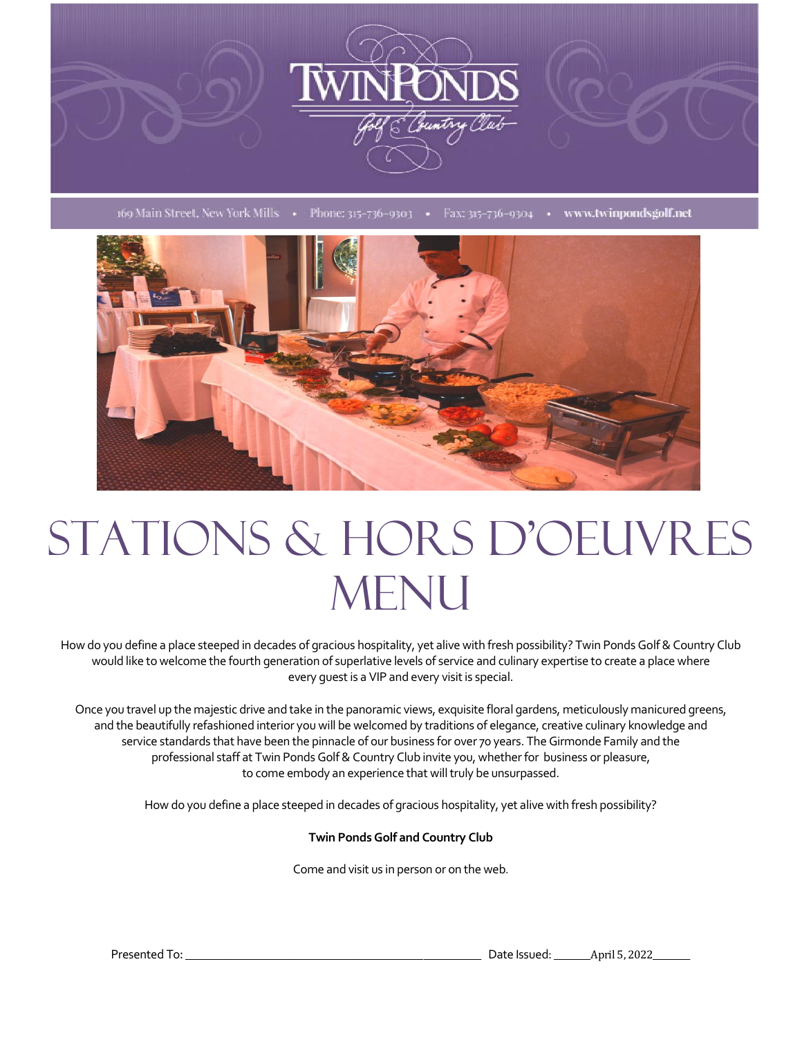# TwinPonds Golf & Country Club

169 Main Street, New York Mills • Phone: 315-736-9303 • Fax: 315-736-9304 • www.twinpondsgolf.net

# STATIONS & HORS D'OEUVRES MENU

How do you define a place steeped in decades of gracious hospitality, yet alive with fresh possibility? Twin Ponds Golf & Country Club would like to welcome the fourth generation of superlative levels of service and culinary expertise to create a place where every guest is a VIP and every visit is special.

Once you travel up the majestic drive and take in the panoramic views, exquisite floral gardens, meticulously manicured greens, and the beautifully refashioned interior you will be welcomed by traditions of elegance, creative culinary knowledge and service standards that have been the pinnacle of our business for over 70 years. The Girmonde Family and the professional staff at Twin Ponds Golf & Country Club invite you, whether for business or pleasure, to come embody an experience that will truly be unsurpassed.

How do you define a place steeped in decades of gracious hospitality, yet alive with fresh possibility?

**Twin Ponds Golf and Country Club**

Come and visit us in person or on the web.

Presented To: ______________________ Date Issued: ______April 5, 2022______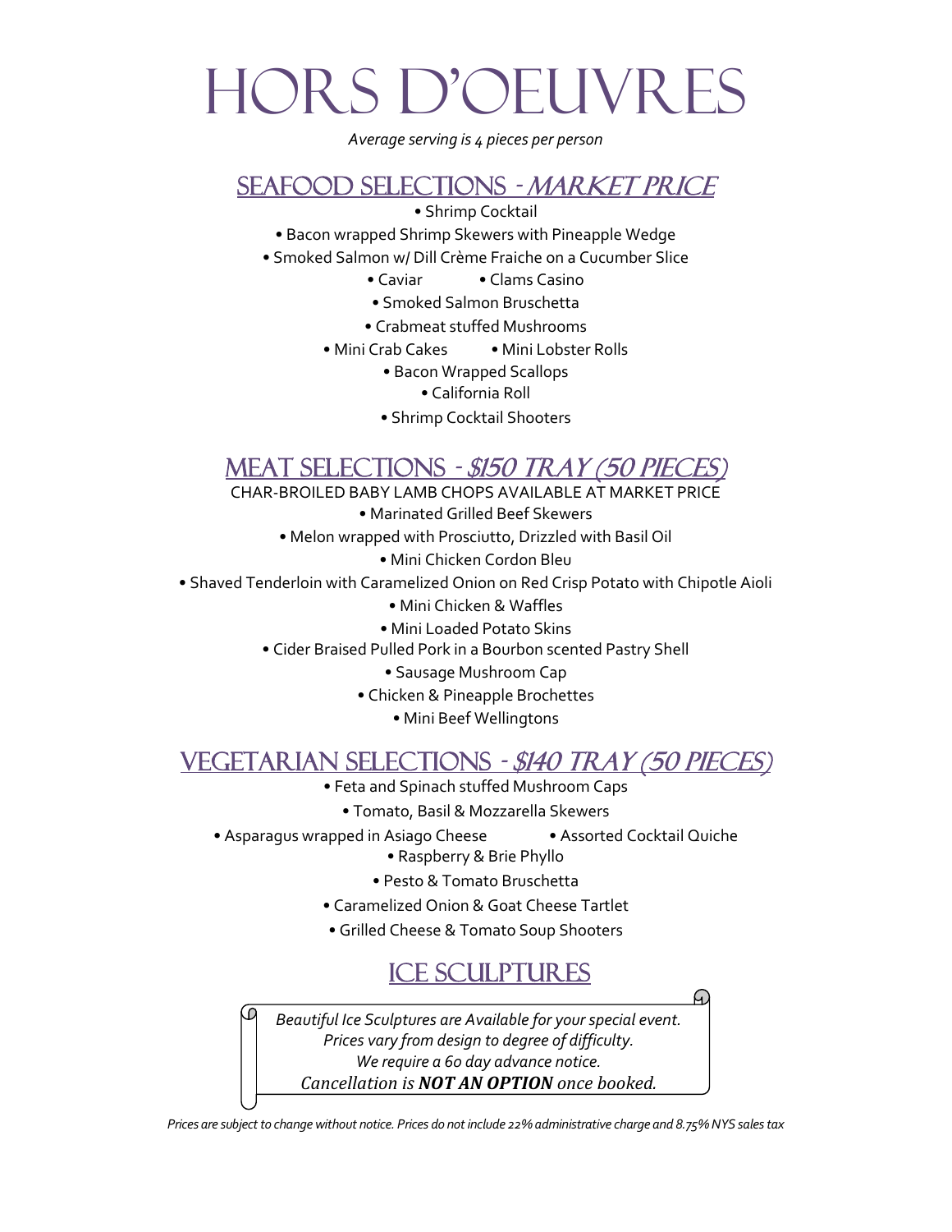# HORS D'OEUVRES

*Average serving is 4 pieces per person*

## SEAFOOD SELECTIONS - *MARKET PRICE*

- Shrimp Cocktail
- Bacon wrapped Shrimp Skewers with Pineapple Wedge
- Smoked Salmon w/ Dill Crème Fraiche on a Cucumber Slice
- Caviar
- Clams Casino
- Smoked Salmon Bruschetta
- Crabmeat stuffed Mushrooms
- Mini Crab Cakes
- Mini Lobster Rolls
- Bacon Wrapped Scallops
- California Roll
- Shrimp Cocktail Shooters

## MEAT SELECTIONS - *$150 TRAY (50 PIECES)*

CHAR-BROILED BABY LAMB CHOPS AVAILABLE AT MARKET PRICE

- Marinated Grilled Beef Skewers
- Melon wrapped with Prosciutto, Drizzled with Basil Oil
- Mini Chicken Cordon Bleu
- Shaved Tenderloin with Caramelized Onion on Red Crisp Potato with Chipotle Aioli
- Mini Chicken & Waffles
- Mini Loaded Potato Skins
- Cider Braised Pulled Pork in a Bourbon scented Pastry Shell
- Sausage Mushroom Cap
- Chicken & Pineapple Brochettes
- Mini Beef Wellingtons

## VEGETARIAN SELECTIONS - *$140 TRAY (50 PIECES)*

- Feta and Spinach stuffed Mushroom Caps
- Tomato, Basil & Mozzarella Skewers
- Asparagus wrapped in Asiago Cheese
- Assorted Cocktail Quiche
- Raspberry & Brie Phyllo
- Pesto & Tomato Bruschetta
- Caramelized Onion & Goat Cheese Tartlet
- Grilled Cheese & Tomato Soup Shooters

## ICE SCULPTURES

*Beautiful Ice Sculptures are Available for your special event.*
*Prices vary from design to degree of difficulty.*
*We require a 60 day advance notice.*
*Cancellation is **NOT AN OPTION** once booked.*

*Prices are subject to change without notice. Prices do not include 22% administrative charge and 8.75% NYS sales tax*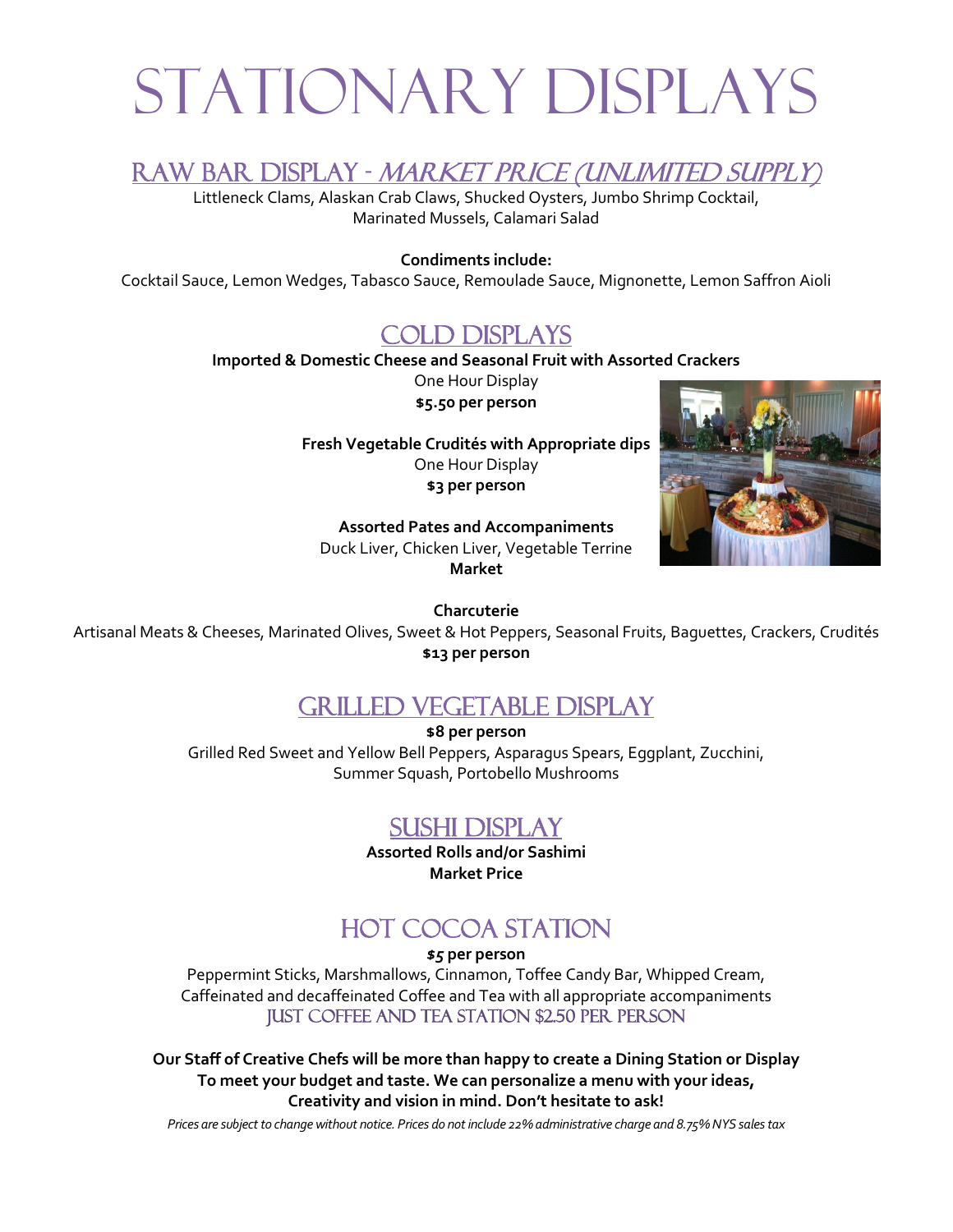# STATIONARY DISPLAYS

## RAW BAR DISPLAY - *MARKET PRICE (UNLIMITED SUPPLY)*

Littleneck Clams, Alaskan Crab Claws, Shucked Oysters, Jumbo Shrimp Cocktail, Marinated Mussels, Calamari Salad

**Condiments include:**
Cocktail Sauce, Lemon Wedges, Tabasco Sauce, Remoulade Sauce, Mignonette, Lemon Saffron Aioli

## COLD DISPLAYS

**Imported & Domestic Cheese and Seasonal Fruit with Assorted Crackers**
One Hour Display
**$5.50 per person**

**Fresh Vegetable Crudités with Appropriate dips**
One Hour Display
**$3 per person**

**Assorted Pates and Accompaniments**
Duck Liver, Chicken Liver, Vegetable Terrine
**Market**

**Charcuterie**
Artisanal Meats & Cheeses, Marinated Olives, Sweet & Hot Peppers, Seasonal Fruits, Baguettes, Crackers, Crudités
**$13 per person**

## GRILLED VEGETABLE DISPLAY

**$8 per person**
Grilled Red Sweet and Yellow Bell Peppers, Asparagus Spears, Eggplant, Zucchini, Summer Squash, Portobello Mushrooms

## SUSHI DISPLAY

**Assorted Rolls and/or Sashimi**
**Market Price**

## HOT COCOA STATION

***$5* per person**
Peppermint Sticks, Marshmallows, Cinnamon, Toffee Candy Bar, Whipped Cream, Caffeinated and decaffeinated Coffee and Tea with all appropriate accompaniments
JUST COFFEE AND TEA STATION $2.50 PER PERSON

**Our Staff of Creative Chefs will be more than happy to create a Dining Station or Display To meet your budget and taste. We can personalize a menu with your ideas, Creativity and vision in mind. Don't hesitate to ask!**

*Prices are subject to change without notice. Prices do not include 22% administrative charge and 8.75% NYS sales tax*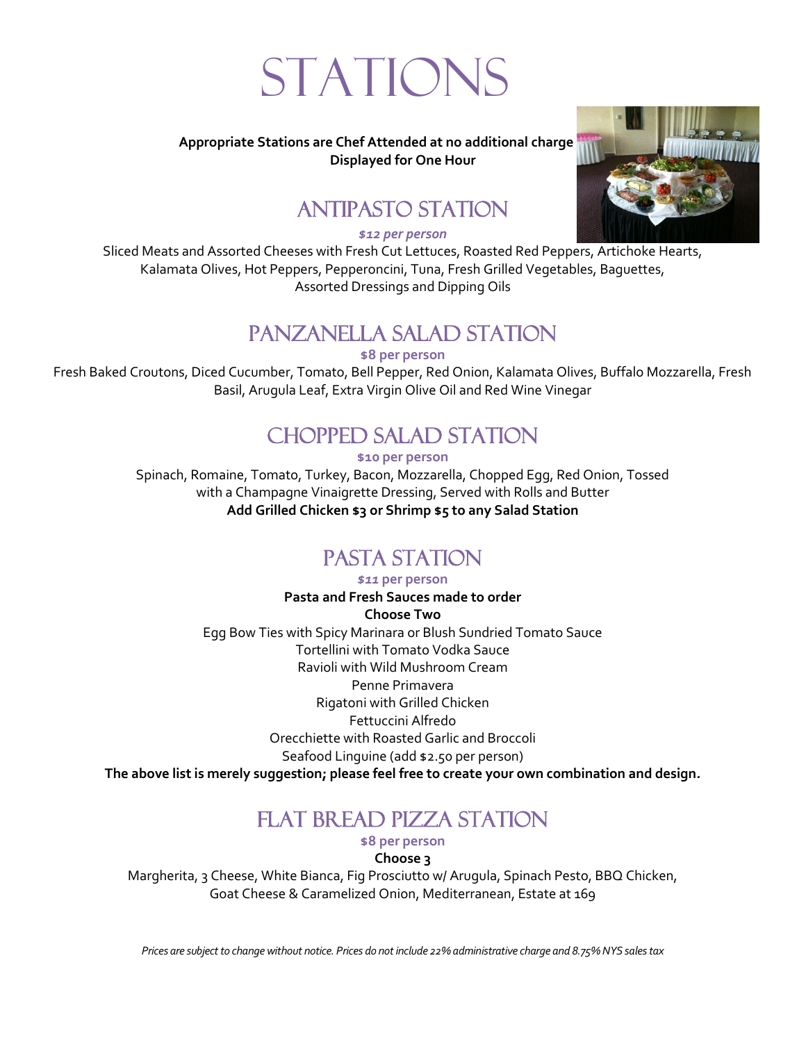# STATIONS

**Appropriate Stations are Chef Attended at no additional charge**
**Displayed for One Hour**

## ANTIPASTO STATION

***$12 per person***

Sliced Meats and Assorted Cheeses with Fresh Cut Lettuces, Roasted Red Peppers, Artichoke Hearts, Kalamata Olives, Hot Peppers, Pepperoncini, Tuna, Fresh Grilled Vegetables, Baguettes, Assorted Dressings and Dipping Oils

## PANZANELLA SALAD STATION

**$8 per person**

Fresh Baked Croutons, Diced Cucumber, Tomato, Bell Pepper, Red Onion, Kalamata Olives, Buffalo Mozzarella, Fresh Basil, Arugula Leaf, Extra Virgin Olive Oil and Red Wine Vinegar

## CHOPPED SALAD STATION

**$10 per person**

Spinach, Romaine, Tomato, Turkey, Bacon, Mozzarella, Chopped Egg, Red Onion, Tossed with a Champagne Vinaigrette Dressing, Served with Rolls and Butter

**Add Grilled Chicken $3 or Shrimp $5 to any Salad Station**

## PASTA STATION

***$11*** **per person**

**Pasta and Fresh Sauces made to order**

**Choose Two**

Egg Bow Ties with Spicy Marinara or Blush Sundried Tomato Sauce
Tortellini with Tomato Vodka Sauce
Ravioli with Wild Mushroom Cream
Penne Primavera
Rigatoni with Grilled Chicken
Fettuccini Alfredo
Orecchiette with Roasted Garlic and Broccoli
Seafood Linguine (add $2.50 per person)

**The above list is merely suggestion; please feel free to create your own combination and design.**

## FLAT BREAD PIZZA STATION

**$8 per person**

**Choose 3**

Margherita, 3 Cheese, White Bianca, Fig Prosciutto w/ Arugula, Spinach Pesto, BBQ Chicken, Goat Cheese & Caramelized Onion, Mediterranean, Estate at 169

*Prices are subject to change without notice. Prices do not include 22% administrative charge and 8.75% NYS sales tax*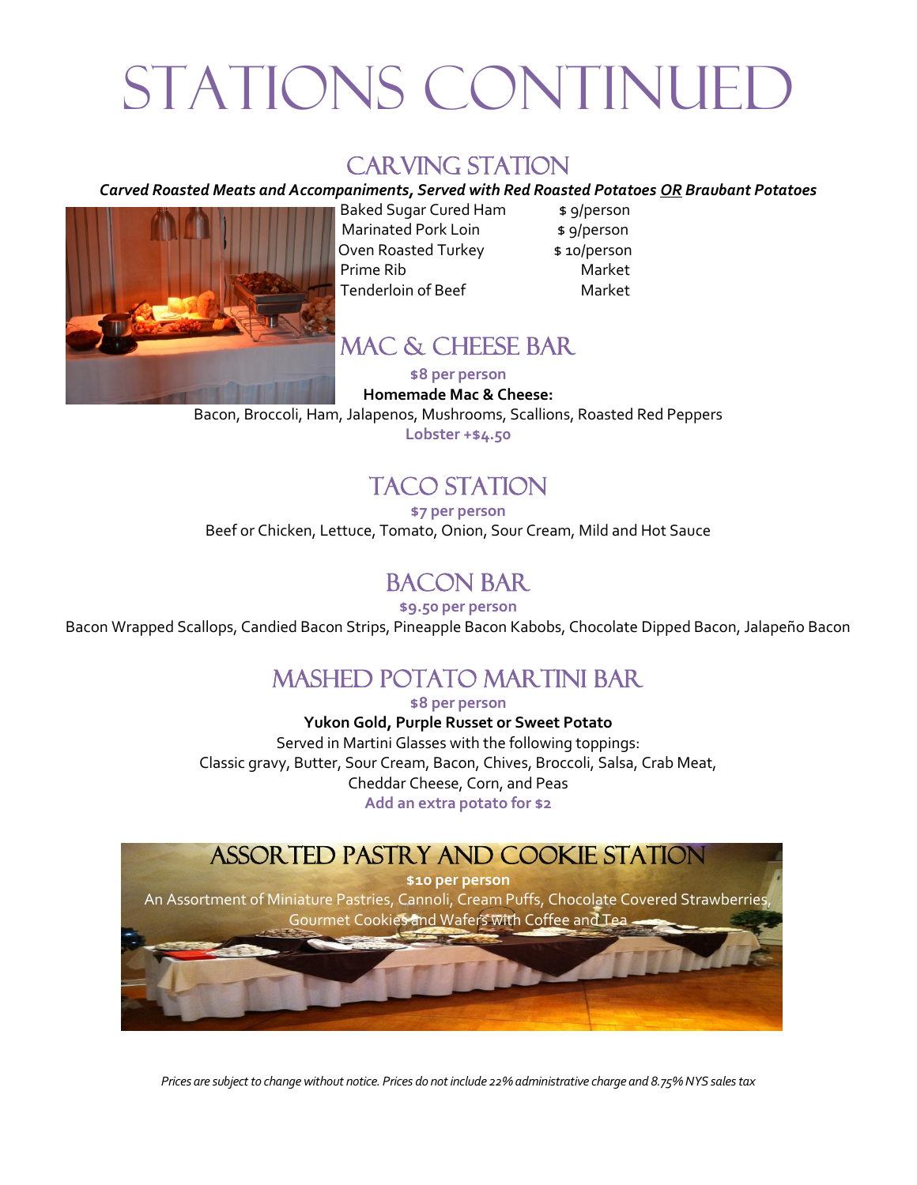# STATIONS CONTINUED

## CARVING STATION

***Carved Roasted Meats and Accompaniments, Served with Red Roasted Potatoes OR Braubant Potatoes***

| | |
|---|---|
| Baked Sugar Cured Ham | $ 9/person |
| Marinated Pork Loin | $ 9/person |
| Oven Roasted Turkey | $ 10/person |
| Prime Rib | Market |
| Tenderloin of Beef | Market |

## MAC & CHEESE BAR

**$8 per person**

**Homemade Mac & Cheese:**

Bacon, Broccoli, Ham, Jalapenos, Mushrooms, Scallions, Roasted Red Peppers

**Lobster +$4.50**

## TACO STATION

**$7 per person**

Beef or Chicken, Lettuce, Tomato, Onion, Sour Cream, Mild and Hot Sauce

## BACON BAR

**$9.50 per person**

Bacon Wrapped Scallops, Candied Bacon Strips, Pineapple Bacon Kabobs, Chocolate Dipped Bacon, Jalapeño Bacon

## MASHED POTATO MARTINI BAR

**$8 per person**

**Yukon Gold, Purple Russet or Sweet Potato**

Served in Martini Glasses with the following toppings:
Classic gravy, Butter, Sour Cream, Bacon, Chives, Broccoli, Salsa, Crab Meat, Cheddar Cheese, Corn, and Peas

**Add an extra potato for $2**

## ASSORTED PASTRY AND COOKIE STATION

**$10 per person**

An Assortment of Miniature Pastries, Cannoli, Cream Puffs, Chocolate Covered Strawberries, Gourmet Cookies and Wafers with Coffee and Tea

*Prices are subject to change without notice. Prices do not include 22% administrative charge and 8.75% NYS sales tax*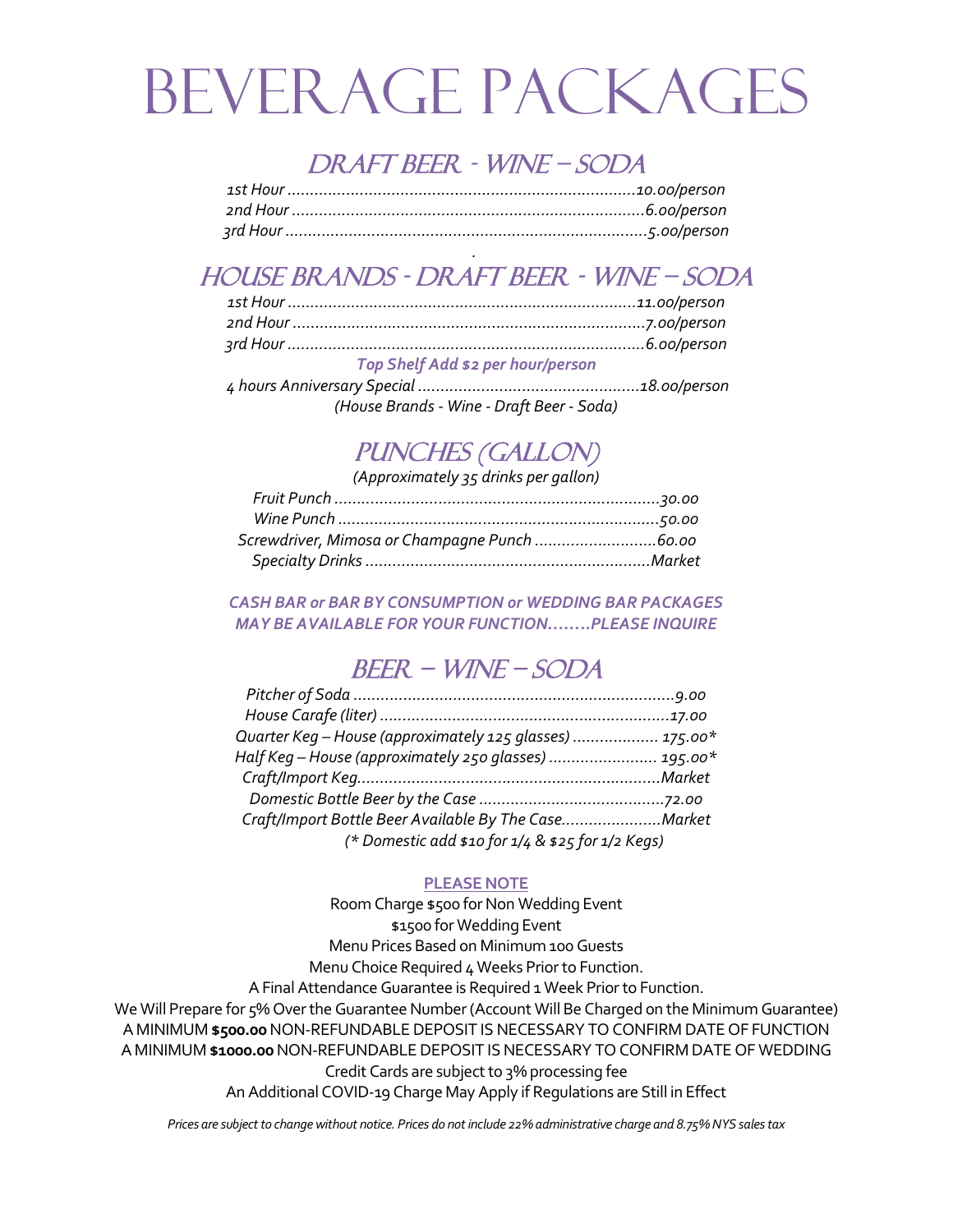# BEVERAGE PACKAGES

## DRAFT BEER - WINE – SODA

*1st Hour ............................................................................10.00/person*
*2nd Hour ............................................................................6.00/person*
*3rd Hour ............................................................................5.00/person*

## HOUSE BRANDS - DRAFT BEER - WINE – SODA

*1st Hour ............................................................................11.00/person*
*2nd Hour ............................................................................7.00/person*
*3rd Hour ............................................................................6.00/person*

***Top Shelf Add $2 per hour/person***

*4 hours Anniversary Special .................................................18.00/person*
*(House Brands - Wine - Draft Beer - Soda)*

## PUNCHES (GALLON)

*(Approximately 35 drinks per gallon)*

*Fruit Punch ........................................................................30.00*
*Wine Punch ........................................................................50.00*
*Screwdriver, Mimosa or Champagne Punch ...........................60.00*
*Specialty Drinks ..............................................................Market*

***CASH BAR or BAR BY CONSUMPTION or WEDDING BAR PACKAGES MAY BE AVAILABLE FOR YOUR FUNCTION……..PLEASE INQUIRE***

## BEER – WINE – SODA

*Pitcher of Soda .......................................................................9.00*
*House Carafe (liter) ................................................................17.00*
*Quarter Keg – House (approximately 125 glasses) ................... 175.00**
*Half Keg – House (approximately 250 glasses) ........................ 195.00**
*Craft/Import Keg...................................................................Market*
*Domestic Bottle Beer by the Case .........................................72.00*
*Craft/Import Bottle Beer Available By The Case......................Market*
*(* Domestic add $10 for 1/4 & $25 for 1/2 Kegs)*

**PLEASE NOTE**

Room Charge $500 for Non Wedding Event
$1500 for Wedding Event
Menu Prices Based on Minimum 100 Guests
Menu Choice Required 4 Weeks Prior to Function.
A Final Attendance Guarantee is Required 1 Week Prior to Function.
We Will Prepare for 5% Over the Guarantee Number (Account Will Be Charged on the Minimum Guarantee)
A MINIMUM **$500.00** NON-REFUNDABLE DEPOSIT IS NECESSARY TO CONFIRM DATE OF FUNCTION
A MINIMUM **$1000.00** NON-REFUNDABLE DEPOSIT IS NECESSARY TO CONFIRM DATE OF WEDDING
Credit Cards are subject to 3% processing fee
An Additional COVID-19 Charge May Apply if Regulations are Still in Effect

*Prices are subject to change without notice. Prices do not include 22% administrative charge and 8.75% NYS sales tax*